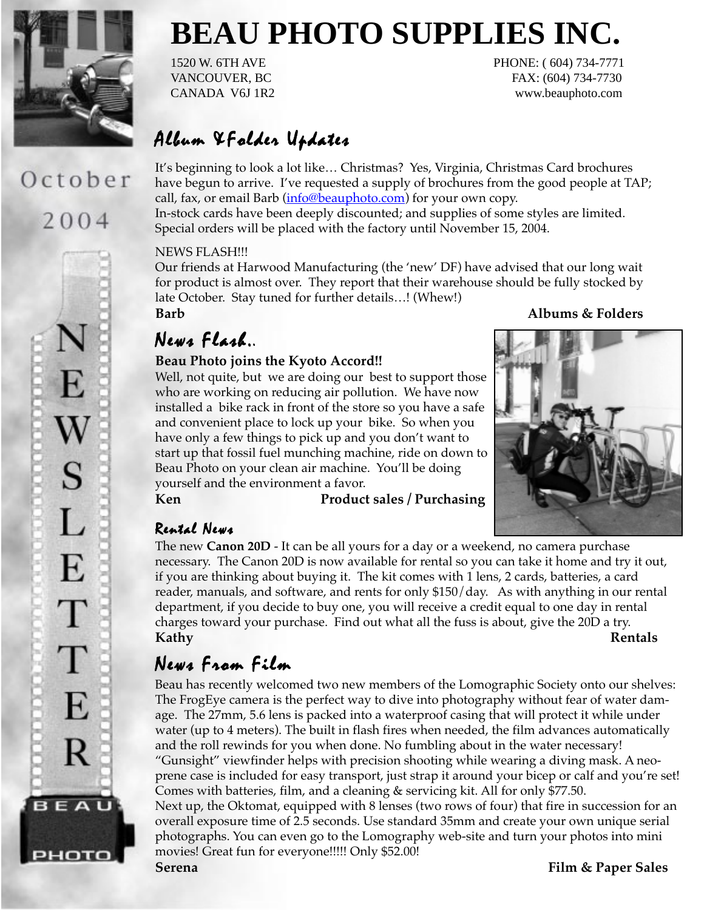# BEAU PHOTO SUPPLIES INC.

1520 W. 6TH AVE
VANCOUVER, BC
CANADA V6J 1R2

PHONE: ( 604) 734-7771
FAX: (604) 734-7730
www.beauphoto.com

October 2004

NEWSLETTER

## Album &Folder Updates

It's beginning to look a lot like… Christmas? Yes, Virginia, Christmas Card brochures have begun to arrive. I've requested a supply of brochures from the good people at TAP; call, fax, or email Barb (info@beauphoto.com) for your own copy.
In-stock cards have been deeply discounted; and supplies of some styles are limited. Special orders will be placed with the factory until November 15, 2004.

NEWS FLASH!!!
Our friends at Harwood Manufacturing (the 'new' DF) have advised that our long wait for product is almost over. They report that their warehouse should be fully stocked by late October. Stay tuned for further details…! (Whew!)

**Barb** — **Albums & Folders**

## News Flash..

**Beau Photo joins the Kyoto Accord!!**
Well, not quite, but we are doing our best to support those who are working on reducing air pollution. We have now installed a bike rack in front of the store so you have a safe and convenient place to lock up your bike. So when you have only a few things to pick up and you don't want to start up that fossil fuel munching machine, ride on down to Beau Photo on your clean air machine. You'll be doing yourself and the environment a favor.

**Ken** — **Product sales / Purchasing**

## Rental News

The new **Canon 20D** - It can be all yours for a day or a weekend, no camera purchase necessary. The Canon 20D is now available for rental so you can take it home and try it out, if you are thinking about buying it. The kit comes with 1 lens, 2 cards, batteries, a card reader, manuals, and software, and rents for only $150/day. As with anything in our rental department, if you decide to buy one, you will receive a credit equal to one day in rental charges toward your purchase. Find out what all the fuss is about, give the 20D a try.

**Kathy** — **Rentals**

## News From Film

Beau has recently welcomed two new members of the Lomographic Society onto our shelves: The FrogEye camera is the perfect way to dive into photography without fear of water damage. The 27mm, 5.6 lens is packed into a waterproof casing that will protect it while under water (up to 4 meters). The built in flash fires when needed, the film advances automatically and the roll rewinds for you when done. No fumbling about in the water necessary! "Gunsight" viewfinder helps with precision shooting while wearing a diving mask. A neoprene case is included for easy transport, just strap it around your bicep or calf and you're set! Comes with batteries, film, and a cleaning & servicing kit. All for only $77.50.
Next up, the Oktomat, equipped with 8 lenses (two rows of four) that fire in succession for an overall exposure time of 2.5 seconds. Use standard 35mm and create your own unique serial photographs. You can even go to the Lomography web-site and turn your photos into mini movies! Great fun for everyone!!!!! Only $52.00!

**Serena** — **Film & Paper Sales**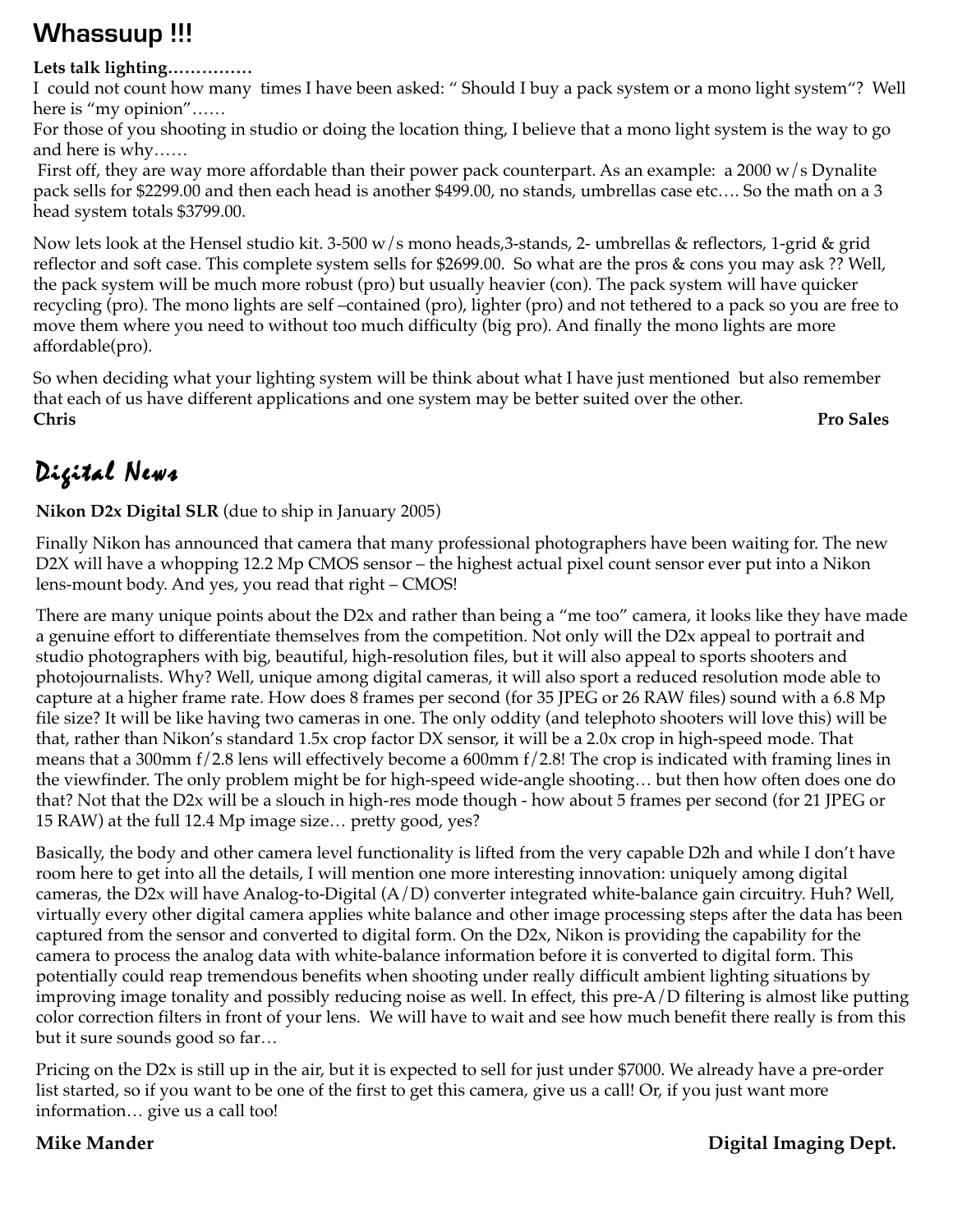# Whassuup !!!

**Lets talk lighting……………**

I could not count how many times I have been asked: " Should I buy a pack system or a mono light system"? Well here is "my opinion"……

For those of you shooting in studio or doing the location thing, I believe that a mono light system is the way to go and here is why……

First off, they are way more affordable than their power pack counterpart. As an example: a 2000 w/s Dynalite pack sells for $2299.00 and then each head is another $499.00, no stands, umbrellas case etc…. So the math on a 3 head system totals $3799.00.

Now lets look at the Hensel studio kit. 3-500 w/s mono heads,3-stands, 2- umbrellas & reflectors, 1-grid & grid reflector and soft case. This complete system sells for $2699.00. So what are the pros & cons you may ask ?? Well, the pack system will be much more robust (pro) but usually heavier (con). The pack system will have quicker recycling (pro). The mono lights are self –contained (pro), lighter (pro) and not tethered to a pack so you are free to move them where you need to without too much difficulty (big pro). And finally the mono lights are more affordable(pro).

So when deciding what your lighting system will be think about what I have just mentioned but also remember that each of us have different applications and one system may be better suited over the other.

**Chris** **Pro Sales**

# Digital News

**Nikon D2x Digital SLR** (due to ship in January 2005)

Finally Nikon has announced that camera that many professional photographers have been waiting for. The new D2X will have a whopping 12.2 Mp CMOS sensor – the highest actual pixel count sensor ever put into a Nikon lens-mount body. And yes, you read that right – CMOS!

There are many unique points about the D2x and rather than being a "me too" camera, it looks like they have made a genuine effort to differentiate themselves from the competition. Not only will the D2x appeal to portrait and studio photographers with big, beautiful, high-resolution files, but it will also appeal to sports shooters and photojournalists. Why? Well, unique among digital cameras, it will also sport a reduced resolution mode able to capture at a higher frame rate. How does 8 frames per second (for 35 JPEG or 26 RAW files) sound with a 6.8 Mp file size? It will be like having two cameras in one. The only oddity (and telephoto shooters will love this) will be that, rather than Nikon's standard 1.5x crop factor DX sensor, it will be a 2.0x crop in high-speed mode. That means that a 300mm f/2.8 lens will effectively become a 600mm f/2.8! The crop is indicated with framing lines in the viewfinder. The only problem might be for high-speed wide-angle shooting… but then how often does one do that? Not that the D2x will be a slouch in high-res mode though - how about 5 frames per second (for 21 JPEG or 15 RAW) at the full 12.4 Mp image size… pretty good, yes?

Basically, the body and other camera level functionality is lifted from the very capable D2h and while I don't have room here to get into all the details, I will mention one more interesting innovation: uniquely among digital cameras, the D2x will have Analog-to-Digital (A/D) converter integrated white-balance gain circuitry. Huh? Well, virtually every other digital camera applies white balance and other image processing steps after the data has been captured from the sensor and converted to digital form. On the D2x, Nikon is providing the capability for the camera to process the analog data with white-balance information before it is converted to digital form. This potentially could reap tremendous benefits when shooting under really difficult ambient lighting situations by improving image tonality and possibly reducing noise as well. In effect, this pre-A/D filtering is almost like putting color correction filters in front of your lens. We will have to wait and see how much benefit there really is from this but it sure sounds good so far…

Pricing on the D2x is still up in the air, but it is expected to sell for just under $7000. We already have a pre-order list started, so if you want to be one of the first to get this camera, give us a call! Or, if you just want more information… give us a call too!

**Mike Mander** **Digital Imaging Dept.**